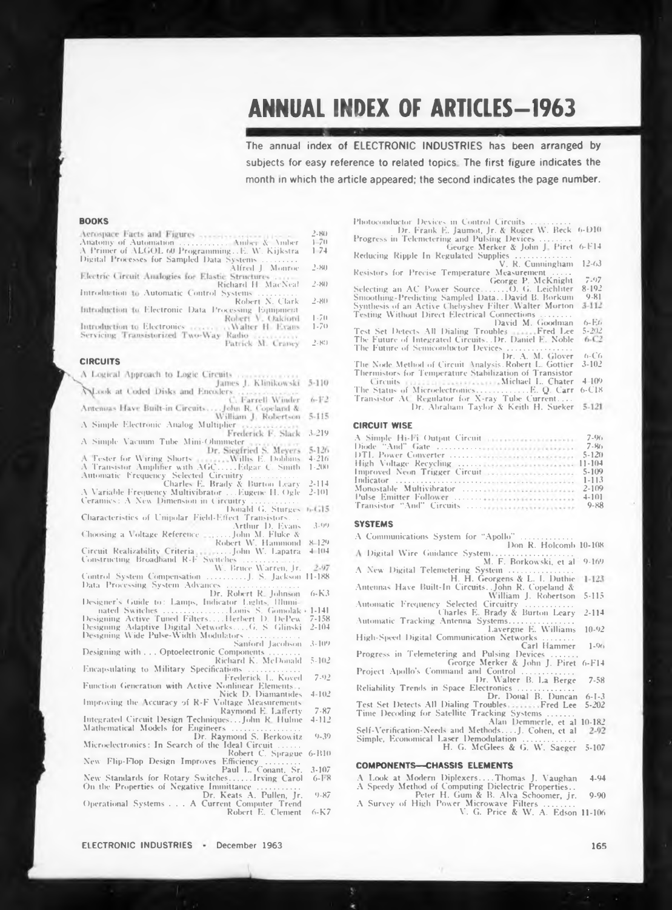# ANNUAL INDEX OF ARTICLES—1963

The annual index of ELECTRONIC INDUSTRIES has been arranged by subjects for easy reference to related topics. The first figure indicates the month in which the article appeared; the second indicates the page number.

### BOOKS

Aerospace Facts and Figures ... 2-80
Anatomy of Automation ... Amber & Amber 1-70
A Primer of ALGOL 60 Programming .. E. W. Kijkstra 1-74
Digital Processes for Sampled Data Systems ... Alfred J. Monroe 2-80
Electric Circuit Analogies for Elastic Structures ... Richard H. MacNeal 2-80
Introduction to Automatic Control Systems ... Robert N. Clark 2-80
Introduction to Electronic Data Processing Equipment ... Robert V. Oakford 1-70
Introduction to Electronics ... Walter H. Evans 1-70
Servicing Transistorized Two-Way Radio ... Patrick M. Craney 2-80

### CIRCUITS

A Logical Approach to Logic Circuits ... James J. Klinikowski 5-110
A Look at Coded Disks and Encoders ... C. Farrell Winder 6-F2
Antennas Have Built-in Circuits .... John R. Copeland & William J. Robertson 5-115
A Simple Electronic Analog Multiplier ... Frederick F. Slack 3-219
A Simple Vacuum Tube Mini-Ohmmeter ... Dr. Siegfried S. Meyers 5-126
A Tester for Wiring Shorts ... Willis E. Dobbins 4-216
A Transistor Amplifier with AGC ..... Edgar C. Smith 1-200
Automatic Frequency Selected Circuitry ... Charles E. Brady & Burton Leary 2-114
A Variable Frequency Multivibrator ... Eugene H. Ogle 2-101
Ceramics: A New Dimension in Circuitry ... Donald G. Sturges 6-G15
Characteristics of Unipolar Field-Effect Transistors ... Arthur D. Evans 3-99
Choosing a Voltage Reference ... John M. Fluke & Robert W. Hammond 8-129
Circuit Realizability Criteria ... John W. Lapatra 4-104
Constructing Broadband R-F Switches ... W. Bruce Warren, Jr. 2-97
Control System Compensation ... J. S. Jackson 11-188
Data Processing System Advances ... Dr. Robert R. Johnson 6-K3
Designer's Guide to: Lamps, Indicator Lights, Illuminated Switches ... Louis S. Gomolak 1-141
Designing Active Tuned Filters .... Herbert D. DePew 7-158
Designing Adaptive Digital Networks .... G. S. Glinski 2-104
Designing Wide Pulse-Width Modulators ... Sanford Jacobson 3-109
Designing with . . . Optoelectronic Components ... Richard K. McDonald 5-102
Encapsulating to Military Specifications ... Frederick L. Koved 7-92
Function Generation with Active Nonlinear Elements .. Nick D. Diamantides 4-102
Improving the Accuracy of R-F Voltage Measurements ... Raymond E. Lafferty 7-87
Integrated Circuit Design Techniques ... John R. Hulme 4-112
Mathematical Models for Engineers ... Dr. Raymond S. Berkowitz 9-39
Microelectronics: In Search of the Ideal Circuit ... Robert C. Sprague 6-B10
New Flip-Flop Design Improves Efficiency ... Paul L. Conant, Sr. 3-107
New Standards for Rotary Switches ...... Irving Carol 6-F8
On the Properties of Negative Immittance ... Dr. Keats A. Pullen, Jr. 9-87
Operational Systems . . . A Current Computer Trend ... Robert E. Clement 6-K7
Photoconductor Devices in Control Circuits ... Dr. Frank E. Jaumot, Jr. & Roger W. Beck 6-D10
Progress in Telemetering and Pulsing Devices ... George Merker & John J. Piret 6-F14
Reducing Ripple In Regulated Supplies ... V. R. Cunningham 12-63
Resistors for Precise Temperature Measurement ... George P. McKnight 7-97
Selecting an AC Power Source ....... O. G. Leichliter 8-192
Smoothing-Predicting Sampled Data .. David B. Borkum 9-81
Synthesis of an Active Chebyshev Filter. Walter Morton 3-112
Testing Without Direct Electrical Connections ... David M. Goodman 6-E6
Test Set Detects All Dialing Troubles ...... Fred Lee 5-202
The Future of Integrated Circuits .. Dr. Daniel E. Noble 6-C2
The Future of Semiconductor Devices ... Dr. A. M. Glover 6-C6
The Node Method of Circuit Analysis. Robert L. Gottier 3-102
Thermistors for Temperature Stabilization of Transistor Circuits ... Michael L. Chater 4-109
The Status of Microelectronics ... E. Q. Carr 6-C18
Transistor AC Regulator for X-ray Tube Current .... Dr. Abraham Taylor & Keith H. Sueker 5-121

### CIRCUIT WISE

A Simple Hi-Fi Output Circuit ... 7-96
Diode "And" Gate ... 7-86
DTL Power Converter ... 5-120
High Voltage Recycling ... 11-104
Improved Neon Trigger Circuit ... 5-109
Indicator ... 1-113
Monostable Multivibrator ... 2-109
Pulse Emitter Follower ... 4-101
Transistor "And" Circuits ... 9-88

### SYSTEMS

A Communications System for "Apollo" ... Don R. Holcomb 10-108
A Digital Wire Guidance System ... M. F. Borkowski, et al 9-169
A New Digital Telemetering System ... H. H. Georgens & L. I. Duthie 1-123
Antennas Have Built-In Circuits .. John R. Copeland & William J. Robertson 5-115
Automatic Frequency Selected Circuitry ... Charles E. Brady & Burton Leary 2-114
Automatic Tracking Antenna Systems ... Lavergne E. Williams 10-92
High-Speed Digital Communication Networks ... Carl Hammer 1-96
Progress in Telemetering and Pulsing Devices ... George Merker & John J. Piret 6-F14
Project Apollo's Command and Control ... Dr. Walter B. La Berge 7-58
Reliability Trends in Space Electronics ... Dr. Donal B. Duncan 6-I-3
Test Set Detects All Dialing Troubles ........ Fred Lee 5-202
Time Decoding for Satellite Tracking Systems ... Alan Demmerle, et al 10-182
Self-Verification-Needs and Methods .... J. Cohen, et al 2-92
Simple, Economical Laser Demodulation ... H. G. McGlees & G. W. Saeger 5-107

### COMPONENTS—CHASSIS ELEMENTS

A Look at Modern Diplexers .... Thomas J. Vaughan 4-94
A Speedy Method of Computing Dielectric Properties .. Peter H. Gum & B. Alva Schoomer, Jr. 9-90
A Survey of High Power Microwave Filters ... V. G. Price & W. A. Edson 11-106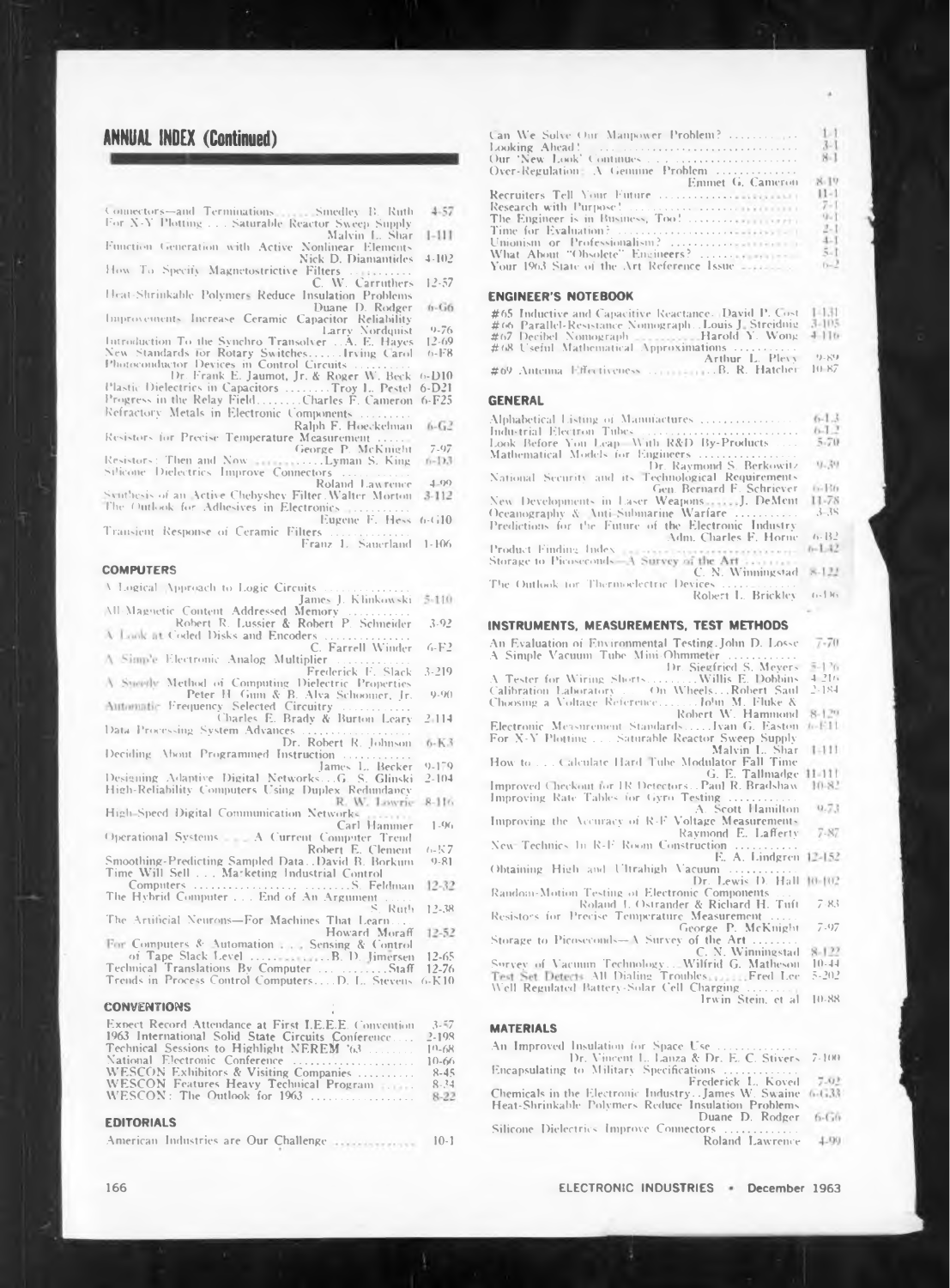## ANNUAL INDEX (Continued)

Connectors—and Terminations ....... Smedley B. Ruth 4-57
For X-Y Plotting . . . Saturable Reactor Sweep Supply Malvin L. Shar 1-111
Function Generation with Active Nonlinear Elements Nick D. Diamantides 4-102
How To Specify Magnetostrictive Filters .......... C. W. Carruthers 12-57
Heat-Shrinkable Polymers Reduce Insulation Problems Duane D. Rodger 6-G6
Improvements Increase Ceramic Capacitor Reliability Larry Nordquist 9-76
Introduction To the Synchro Transolver . . A. E. Hayes 12-69
New Standards for Rotary Switches ...... Irving Carol 6-F8
Photoconductor Devices in Control Circuits .......... Dr. Frank E. Jaumot, Jr. & Roger W. Beck 6-D10
Plastic Dielectrics in Capacitors ........ Troy L. Pestel 6-D21
Progress in the Relay Field ........ Charles F. Cameron 6-F25
Refractory Metals in Electronic Components .......... Ralph F. Hoeckelman 6-G2
Resistors for Precise Temperature Measurement ...... George P. McKnight 7-97
Resistors: Then and Now ........... Lyman S. King 6-D3
Silicone Dielectrics Improve Connectors .......... Roland Lawrence 4-99
Synthesis of an Active Chebyshev Filter Walter Morton 3-112
The Outlook for Adhesives in Electronics .......... Eugene F. Hess 6-G10
Transient Response of Ceramic Filters .......... Franz L. Sauerland 1-106

### COMPUTERS

A Logical Approach to Logic Circuits .......... James J. Klinkowski 5-110
All-Magnetic Content Addressed Memory .......... Robert R. Lussier & Robert P. Schneider 3-92
A Look at Coded Disks and Encoders .......... C. Farrell Winder 6-F2
A Simple Electronic Analog Multiplier .......... Frederick F. Slack 3-219
A Speedy Method of Computing Dielectric Properties Peter H. Gunn & B. Alva Schoomer, Jr. 9-90
Automatic Frequency Selected Circuitry .......... Charles E. Brady & Burton Leary 2-114
Data Processing System Advances .......... Dr. Robert R. Johnson 6-K3
Deciding About Programmed Instruction .......... James L. Becker 9-179
Designing Adaptive Digital Networks . . G. S. Glinski 2-104
High-Reliability Computers Using Duplex Redundancy R. W. Lowrie 8-116
High-Speed Digital Communication Networks .......... Carl Hammer 1-96
Operational Systems . . . A Current Computer Trend Robert E. Clement 6-K7
Smoothing-Predicting Sampled Data . . David B. Borkum 9-81
Time Will Sell . . . Marketing Industrial Control Computers .......... S. Feldman 12-32
The Hybrid Computer . . . End of An Argument .......... S. Ruth 12-38
The Artificial Neurons—For Machines That Learn . . . Howard Moraff 12-52
For Computers & Automation . . . Sensing & Control of Tape Slack Level .......... B. D. Jimersen 12-65
Technical Translations By Computer .......... Staff 12-76
Trends in Process Control Computers . . . . D. L. Stevens 6-K10

### CONVENTIONS

Expect Record Attendance at First I.E.E.E Convention 3-57
1963 International Solid State Circuits Conference . . . 2-198
Technical Sessions to Highlight NEREM '63 .......... 10-68
National Electronic Conference .......... 10-66
WESCON Exhibitors & Visiting Companies .......... 8-45
WESCON Features Heavy Technical Program .......... 8-34
WESCON: The Outlook for 1963 .......... 8-22

### EDITORIALS

American Industries are Our Challenge .......... 10-1
Can We Solve Our Manpower Problem? .......... 1-1
Looking Ahead! .......... 3-1
Our 'New Look' Continues .......... 8-1
Over-Regulation: A Genuine Problem .......... Emmet G. Cameron 8-19
Recruiters Tell Your Future .......... 11-1
Research with Purpose! .......... 7-1
The Engineer is in Business, Too! .......... 9-1
Time for Evaluation? .......... 2-1
Unionism or Professionalism? .......... 4-1
What About "Obsolete" Engineers? .......... 5-1
Your 1963 State of the Art Reference Issue .......... 6-2

### ENGINEER'S NOTEBOOK

#65 Inductive and Capacitive Reactance . . David P. Cost 1-131
#66 Parallel-Resistance Nomograph . . Louis J. Streiding 3-105
#67 Decibel Nomograph .......... Harold Y. Wong 4-116
#68 Useful Mathematical Approximations .......... Arthur L. Plevy 9-89
#69 Antenna Effectiveness .......... B. R. Hatcher 10-87

### GENERAL

Alphabetical Listing of Manufactures .......... 6-L3
Industrial Electron Tubes .......... 6-L2
Look Before You Leap—With R&D By-Products .......... 5-70
Mathematical Models for Engineers .......... Dr. Raymond S. Berkowitz 9-39
National Security and its Technological Requirements Gen. Bernard F. Schriever 6-B6
New Developments in Laser Weapons . . . . . . J. DeMent 11-78
Oceanography & Anti-Submarine Warfare .......... 3-38
Predictions for the Future of the Electronic Industry Adm. Charles F. Horne 6-B2
Product Finding Index .......... 6-L42
Storage to Picoseconds—A Survey of the Art .......... C. N. Winningstad 8-122
The Outlook for Thermoelectric Devices .......... Robert L. Brickley 6-D6

### INSTRUMENTS, MEASUREMENTS, TEST METHODS

An Evaluation of Environmental Testing . John D. Losse 7-70
A Simple Vacuum Tube Mini Ohmmeter .......... Dr. Siegfried S. Meyers 5-126
A Tester for Wiring Shorts .......... Willis E. Dobbins 4-216
Calibration Laboratory . . . On Wheels . . . Robert Saul 2-184
Choosing a Voltage Reference .......... John M. Fluke & Robert W. Hammond 8-129
Electronic Measurement Standards . . . . . Ivan G. Easton 6-E11
For X-Y Plotting . . . Saturable Reactor Sweep Supply Malvin L. Shar 1-111
How to . . . Calculate Hard Tube Modulator Fall Time G. E. Tallmadge 11-111
Improved Checkout for IR Detectors . . Paul R. Bradshaw 10-82
Improving Rate Tables for Gyro Testing .......... A. Scott Hamilton 9-73
Improving the Accuracy of R-F Voltage Measurements Raymond E. Lafferty 7-87
New Technics In R-F Room Construction .......... E. A. Lindgren 12-152
Obtaining High and Ultrahigh Vacuum .......... Dr. Lewis D. Hall 10-102
Random-Motion Testing of Electronic Components . . . Roland L. Ostrander & Richard H. Tuft 7-83
Resistors for Precise Temperature Measurement .......... George P. McKnight 7-97
Storage to Picoseconds—A Survey of the Art .......... C. N. Winningstad 8-122
Survey of Vacuum Technology . . . Wilfrid G. Matheson 10-44
Test Set Detects All Dialing Troubles . . . . . . . Fred Lee 5-202
Well Regulated Battery-Solar Cell Charging .......... Irwin Stein, et al 10-88

### MATERIALS

An Improved Insulation for Space Use .......... Dr. Vincent L. Lanza & Dr. E. C. Stivers 7-100
Encapsulating to Military Specifications .......... Frederick L. Koved 7-92
Chemicals in the Electronic Industry . . James W. Swaine 6-G33
Heat-Shrinkable Polymers Reduce Insulation Problems Duane D. Rodger 6-G6
Silicone Dielectrics Improve Connectors .......... Roland Lawrence 4-99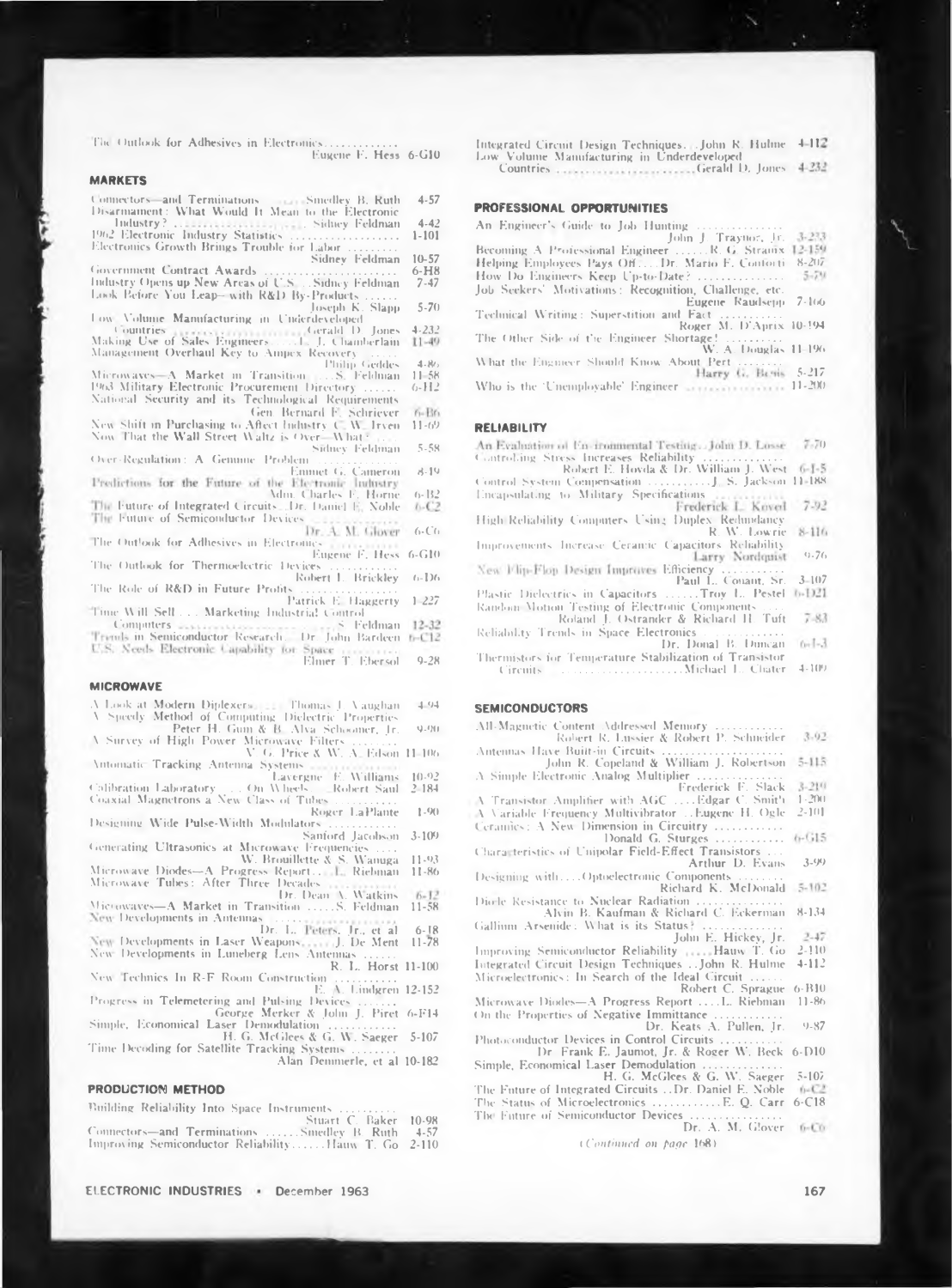The Outlook for Adhesives in Electronics ............ Eugene F. Hess 6-G10

## MARKETS

Connectors—and Terminations ...... Smedley B. Ruth 4-57
Disarmament: What Would It Mean to the Electronic Industry? ............ Sidney Feldman 4-42
1962 Electronic Industry Statistics ............ 1-101
Electronics Growth Brings Trouble for Labor ......... Sidney Feldman 10-57
Government Contract Awards ............ 6-H8
Industry Opens up New Areas of U.S. . Sidney Feldman 7-47
Look Before You Leap—with R&D By-Products ...... Joseph K. Slapp 5-70
Low Volume Manufacturing in Underdeveloped Countries ............ Gerald D. Jones 4-232
Making Use of Sales Engineers ..... L. J. Chamberlain 11-49
Management Overhaul Key to Ampex Recovery ...... Philip Geddes 4-86
Microwaves—A Market in Transition ... S. Feldman 11-58
1963 Military Electronic Procurement Directory ...... 6-H2
National Security and its Technological Requirements Gen. Bernard F. Schriever 6-B6
New Shift in Purchasing to Affect Industry C. W. Irven 11-69
Now That the Wall Street Waltz is Over—What? ... Sidney Feldman 5-58
Over-Regulation: A Genuine Problem ............ Emmet G. Cameron 8-19
Predictions for the Future of the Electronic Industry Adm. Charles F. Horne 6-B2
The Future of Integrated Circuits .. Dr. Daniel E. Noble 6-C2
The Future of Semiconductor Devices ............ Dr. A. M. Glover 6-C6
The Outlook for Adhesives in Electronics ............ Eugene F. Hess 6-G10
The Outlook for Thermoelectric Devices ............ Robert I. Brickley 6-D6
The Role of R&D in Future Profits ............ Patrick E. Haggerty 1-227
Time Will Sell . . . Marketing Industrial Control Computers ............ S. Feldman 12-32
Trends in Semiconductor Research .. Dr. John Bardeen 6-C12
U.S. Needs Electronic Capability for Space ............ Elmer T. Ebersol 9-28

## MICROWAVE

A Look at Modern Diplexers ..... Thomas J. Vaughan 4-94
A Speedy Method of Computing Dielectric Properties Peter H. Gum & B. Alva Schoomer, Jr. 9-90
A Survey of High Power Microwave Filters ......... V. G. Price & W. A. Edson 11-106
Automatic Tracking Antenna Systems ............ Lavergne E. Williams 10-92
Calibration Laboratory . . . On Wheels .... Robert Saul 2-184
Coaxial Magnetrons a New Class of Tubes ............ Roger LaPlante 1-90
Designing Wide Pulse-Width Modulators ............ Sanford Jacobson 3-109
Generating Ultrasonics at Microwave Frequencies .... W. Brouillette & S. Wanuga 11-93
Microwave Diodes—A Progress Report .... L. Riebman 11-86
Microwave Tubes: After Three Decades ............ Dr. Dean A. Watkins 6-12
Microwaves—A Market in Transition ..... S. Feldman 11-58
New Developments in Antennas ............ Dr. L. Peters, Jr., et al 6-18
New Developments in Laser Weapons ...... J. De Ment 11-78
New Developments in Luneberg Lens Antennas ...... R. L. Horst 11-100
New Technics In R-F Room Construction ............ E. A. Lindgren 12-152
Progress in Telemetering and Pulsing Devices ....... George Merker & John J. Piret 6-F14
Simple, Economical Laser Demodulation ............ H. G. McGlees & G. W. Saeger 5-107
Time Decoding for Satellite Tracking Systems ........ Alan Demmerle, et al 10-182

## PRODUCTION METHOD

Building Reliability Into Space Instruments .......... Stuart C. Baker 10-98
Connectors—and Terminations ...... Smedley B. Ruth 4-57
Improving Semiconductor Reliability ...... Hauw T. Go 2-110
Integrated Circuit Design Techniques ... John R. Hulme 4-112
Low Volume Manufacturing in Underdeveloped Countries ............ Gerald D. Jones 4-232

## PROFESSIONAL OPPORTUNITIES

An Engineer's Guide to Job Hunting ............ John J. Traynor, Jr. 3-233
Becoming A Professional Engineer ...... R. G. Stranix 12-159
Helping Employees Pays Off .... Dr. Mario F. Conforti 8-207
How Do Engineers Keep Up-to-Date? ............ 5-79
Job Seekers' Motivations: Recognition, Challenge, etc. Eugene Raudsepp 7-166
Technical Writing: Superstition and Fact ............ Roger M. D'Aprix 10-194
The Other Side of the Engineer Shortage! ............ W. A. Douglas 11-196
What the Engineer Should Know About Pert ......... Harry G. Bemis 5-217
Who is the 'Unemployable' Engineer ............ 11-200

## RELIABILITY

An Evaluation of Environmental Testing .. John D. Losse 7-70
Controlling Stress Increases Reliability ............ Robert E. Hovda & Dr. William J. West 6-I-5
Control System Compensation ........... J. S. Jackson 11-188
Encapsulating to Military Specifications ............ Frederick L. Koved 7-92
High Reliability Computers Using Duplex Redundancy R. W. Lowrie 8-116
Improvements Increase Ceramic Capacitors Reliability Larry Nordquist 9-76
New Flip-Flop Design Improves Efficiency ........... Paul L. Conant, Sr. 3-107
Plastic Dielectrics in Capacitors ...... Troy L. Pestel 6-D21
Random Motion Testing of Electronic Components ... Roland J. Ostrander & Richard H. Tuft 7-83
Reliability Trends in Space Electronics ............ Dr. Donal B. Duncan 6-I-3
Thermistors for Temperature Stabilization of Transistor Circuits ............ Michael L. Chater 4-109

## SEMICONDUCTORS

All-Magnetic Content Addressed Memory ............ Robert R. Lussier & Robert P. Schneider 3-92
Antennas Have Built-in Circuits ............ John R. Copeland & William J. Robertson 5-115
A Simple Electronic Analog Multiplier ............ Frederick F. Slack 3-219
A Transistor Amplifier with AGC .... Edgar C. Smith 1-200
A Variable Frequency Multivibrator .. Eugene H. Ogle 2-101
Ceramics: A New Dimension in Circuitry ............ Donald G. Sturges ............ 6-G15
Characteristics of Unipolar Field-Effect Transistors ... Arthur D. Evans 3-99
Designing with . . . Optoelectronic Components ........ Richard K. McDonald 5-102
Diode Resistance to Nuclear Radiation ............ Alvin B. Kaufman & Richard C. Eckerman 8-134
Gallium Arsenide: What is its Status? ............ John E. Hickey, Jr. 2-47
Improving Semiconductor Reliability ..... Hauw T. Go 2-110
Integrated Circuit Design Techniques .. John R. Hulme 4-112
Microelectronics: In Search of the Ideal Circuit ...... Robert C. Sprague 6-B10
Microwave Diodes—A Progress Report .... L. Riebman 11-86
On the Properties of Negative Immittance ............ Dr. Keats A. Pullen, Jr. 9-87
Photoconductor Devices in Control Circuits ........... Dr. Frank E. Jaumot, Jr. & Roger W. Beck 6-D10
Simple, Economical Laser Demodulation ............ H. G. McGlees & G. W. Saeger 5-107
The Future of Integrated Circuits .. Dr. Daniel E. Noble 6-C2
The Status of Microelectronics ............ E. Q. Carr 6-C18
The Future of Semiconductor Devices ............ Dr. A. M. Glover 6-C6

*(Continued on page 168)*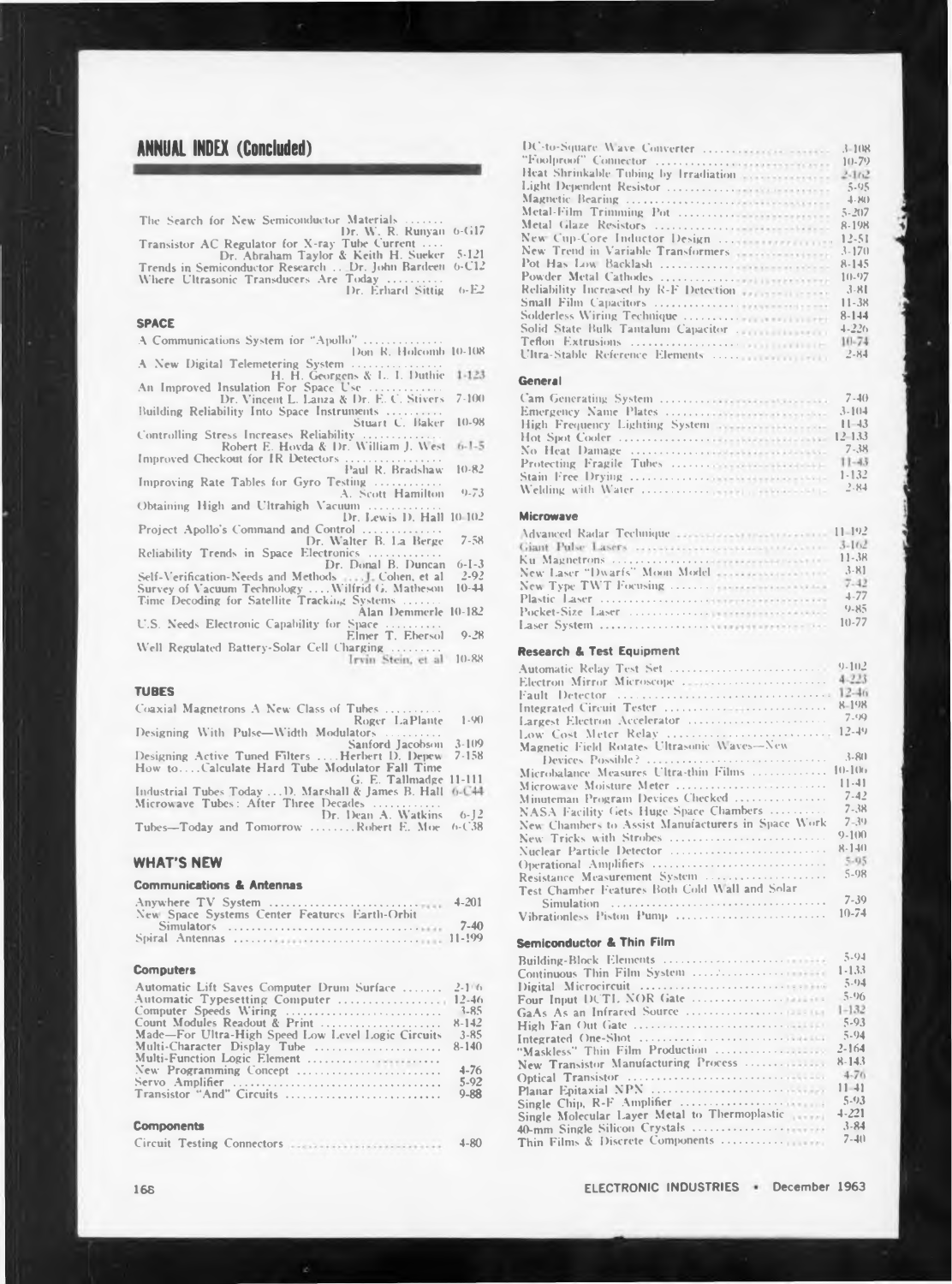## ANNUAL INDEX (Concluded)

The Search for New Semiconductor Materials ....... Dr. W. R. Runyan 6-G17
Transistor AC Regulator for X-ray Tube Current .... Dr. Abraham Taylor & Keith H. Sueker 5-121
Trends in Semiconductor Research ... Dr. John Bardeen 6-C12
Where Ultrasonic Transducers Are Today .......... Dr. Erhard Sittig 6-E2

### SPACE

A Communications System for "Apollo" .............. Don R. Holcomb 10-108
A New Digital Telemetering System ............... H. H. Georgens & L. I. Duthie 1-123
An Improved Insulation For Space Use ............ Dr. Vincent L. Lanza & Dr. E. C. Stivers 7-100
Building Reliability Into Space Instruments .......... Stuart C. Baker 10-98
Controlling Stress Increases Reliability .............. Robert E. Hovda & Dr. William J. West 6-I-5
Improved Checkout for IR Detectors .............. Paul R. Bradshaw 10-82
Improving Rate Tables for Gyro Testing ............ A. Scott Hamilton 9-73
Obtaining High and Ultrahigh Vacuum .............. Dr. Lewis D. Hall 10-102
Project Apollo's Command and Control .............. Dr. Walter B. La Berge 7-58
Reliability Trends in Space Electronics ............. Dr. Donal B. Duncan 6-I-3
Self-Verification-Needs and Methods .... J. Cohen, et al 2-92
Survey of Vacuum Technology .... Wilfrid G. Matheson 10-44
Time Decoding for Satellite Tracking Systems ....... Alan Demmerle 10-182
U.S. Needs Electronic Capability for Space .......... Elmer T. Ebersol 9-28
Well Regulated Battery-Solar Cell Charging ......... Irvin Stein, et al 10-88

### TUBES

Coaxial Magnetrons A New Class of Tubes .......... Roger LaPlante 1-90
Designing With Pulse—Width Modulators .......... Sanford Jacobson 3-109
Designing Active Tuned Filters .... Herbert D. Depew 7-158
How to....Calculate Hard Tube Modulator Fall Time G. E. Tallmadge 11-111
Industrial Tubes Today ... D. Marshall & James B. Hall 6-C44
Microwave Tubes: After Three Decades ............ Dr. Dean A. Watkins 6-J2
Tubes—Today and Tomorrow ........ Robert E. Moe 6-C38

## WHAT'S NEW

#### Communications & Antennas

Anywhere TV System .............................. 4-201
New Space Systems Center Features Earth-Orbit Simulators .............................. 7-40
Spiral Antennas .............................. 11-199

#### Computers

Automatic Lift Saves Computer Drum Surface ....... 2-176
Automatic Typesetting Computer .................. 12-46
Computer Speeds Wiring .......................... 3-85
Count Modules Readout & Print .................... 8-142
Made—For Ultra-High Speed Low Level Logic Circuits 3-85
Multi-Character Display Tube ..................... 8-140
Multi-Function Logic Element .......................
New Programming Concept ......................... 4-76
Servo Amplifier .................................. 5-92
Transistor "And" Circuits ........................ 9-88

#### Components

Circuit Testing Connectors ......................... 4-80
DC-to-Square Wave Converter ...................... 3-108
"Foolproof" Connector ............................ 10-79
Heat Shrinkable Tubing by Irradiation ............. 2-162
Light Dependent Resistor .......................... 5-95
Magnetic Bearing .................................. 4-80
Metal-Film Trimming Pot ........................... 5-207
Metal Glaze Resistors ............................. 8-198
New Cup-Core Inductor Design ...................... 12-51
New Trend in Variable Transformers ................ 3-170
Pot Has Low Backlash .............................. 8-145
Powder Metal Cathodes ............................. 10-97
Reliability Increased by R-F Detection ............ 3-81
Small Film Capacitors ............................. 11-38
Solderless Wiring Technique ....................... 8-144
Solid State Bulk Tantalum Capacitor ............... 4-226
Teflon Extrusions ................................. 10-74
Ultra-Stable Reference Elements ................... 2-84

#### General

Cam Generating System ............................. 7-40
Emergency Name Plates ............................. 3-104
High Frequency Lighting System .................... 11-43
Hot Spot Cooler ................................... 12-133
No Heat Damage .................................... 7-38
Protecting Fragile Tubes .......................... 11-43
Stain Free Drying ................................. 1-132
Welding with Water ................................ 2-84

#### Microwave

Advanced Radar Technique .......................... 11-192
Giant Pulse Lasers ................................ 3-162
Ku Magnetrons ..................................... 11-38
New Laser "Dwarfs" Moon Model ..................... 3-81
New Type TWT Focusing ............................. 7-42
Plastic Laser ..................................... 4-77
Pocket-Size Laser ................................. 9-85
Laser System ...................................... 10-77

#### Research & Test Equipment

Automatic Relay Test Set .......................... 9-102
Electron Mirror Microscope ........................ 4-223
Fault Detector .................................... 12-46
Integrated Circuit Tester ......................... 8-198
Largest Electron Accelerator ...................... 7-99
Low Cost Meter Relay .............................. 12-49
Magnetic Field Rotates Ultrasonic Waves—New Devices Possible? .............................. 3-80
Microbalance Measures Ultra-thin Films ............ 10-106
Microwave Moisture Meter .......................... 11-41
Minuteman Program Devices Checked ................. 7-42
NASA Facility Gets Huge Space Chambers ............ 7-38
New Chambers to Assist Manufacturers in Space Work 7-39
New Tricks with Strobes ........................... 9-100
Nuclear Particle Detector ......................... 8-140
Operational Amplifiers ............................ 5-95
Resistance Measurement System .................... 5-98
Test Chamber Features Both Cold Wall and Solar Simulation .............................. 7-39
Vibrationless Piston Pump ......................... 10-74

#### Semiconductor & Thin Film

Building-Block Elements ........................... 5-94
Continuous Thin Film System ....................... 1-133
Digital Microcircuit .............................. 5-94
Four Input DCTL NOR Gate .......................... 5-96
GaAs As an Infrared Source ........................ 1-132
High Fan Out Gate ................................. 5-93
Integrated One-Shot ............................... 5-94
"Maskless" Thin Film Production ................... 2-164
New Transistor Manufacturing Process .............. 8-143
Optical Transistor ................................ 4-76
Planar Epitaxial NPN .............................. 11-41
Single Chip, R-F Amplifier ........................ 5-93
Single Molecular Layer Metal to Thermoplastic ..... 4-221
40-mm Single Silicon Crystals ..................... 3-84
Thin Films & Discrete Components .................. 7-40